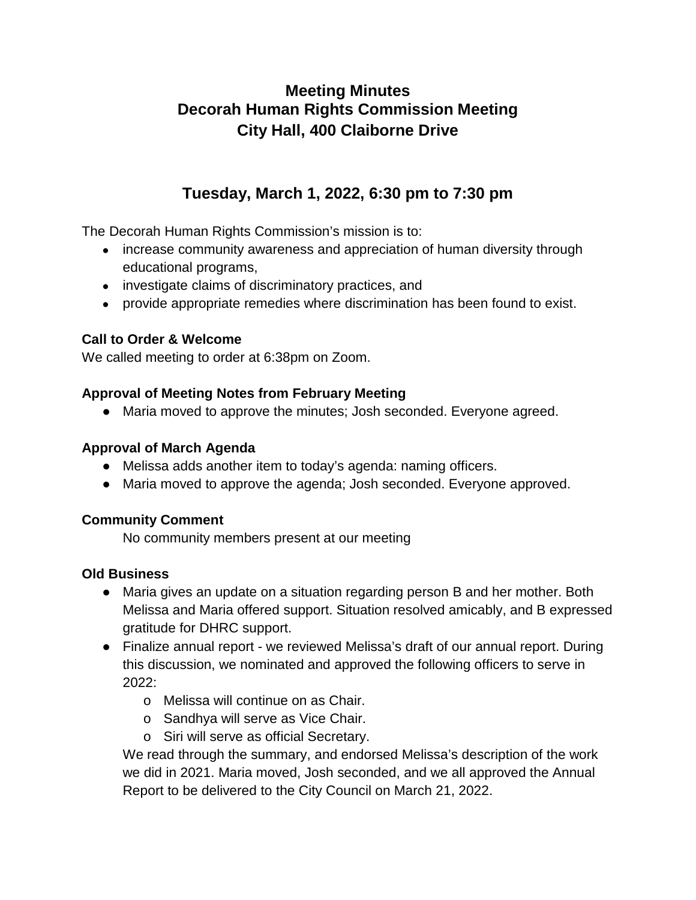# Meeting Minutes
# Decorah Human Rights Commission Meeting
# City Hall, 400 Claiborne Drive

## Tuesday, March 1, 2022, 6:30 pm to 7:30 pm

The Decorah Human Rights Commission's mission is to:

- increase community awareness and appreciation of human diversity through educational programs,
- investigate claims of discriminatory practices, and
- provide appropriate remedies where discrimination has been found to exist.

**Call to Order & Welcome**

We called meeting to order at 6:38pm on Zoom.

**Approval of Meeting Notes from February Meeting**

- Maria moved to approve the minutes; Josh seconded. Everyone agreed.

**Approval of March Agenda**

- Melissa adds another item to today's agenda: naming officers.
- Maria moved to approve the agenda; Josh seconded. Everyone approved.

**Community Comment**

No community members present at our meeting

**Old Business**

- Maria gives an update on a situation regarding person B and her mother. Both Melissa and Maria offered support. Situation resolved amicably, and B expressed gratitude for DHRC support.
- Finalize annual report - we reviewed Melissa's draft of our annual report. During this discussion, we nominated and approved the following officers to serve in 2022:
    - Melissa will continue on as Chair.
    - Sandhya will serve as Vice Chair.
    - Siri will serve as official Secretary.

  We read through the summary, and endorsed Melissa's description of the work we did in 2021. Maria moved, Josh seconded, and we all approved the Annual Report to be delivered to the City Council on March 21, 2022.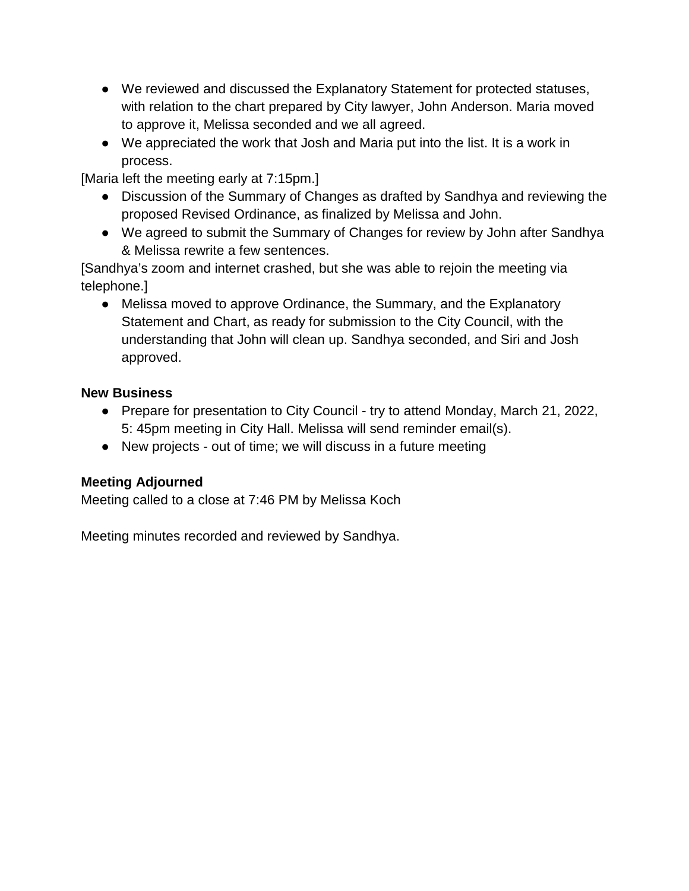- We reviewed and discussed the Explanatory Statement for protected statuses, with relation to the chart prepared by City lawyer, John Anderson. Maria moved to approve it, Melissa seconded and we all agreed.
- We appreciated the work that Josh and Maria put into the list. It is a work in process.

[Maria left the meeting early at 7:15pm.]

- Discussion of the Summary of Changes as drafted by Sandhya and reviewing the proposed Revised Ordinance, as finalized by Melissa and John.
- We agreed to submit the Summary of Changes for review by John after Sandhya & Melissa rewrite a few sentences.

[Sandhya's zoom and internet crashed, but she was able to rejoin the meeting via telephone.]

- Melissa moved to approve Ordinance, the Summary, and the Explanatory Statement and Chart, as ready for submission to the City Council, with the understanding that John will clean up. Sandhya seconded, and Siri and Josh approved.

**New Business**

- Prepare for presentation to City Council - try to attend Monday, March 21, 2022, 5: 45pm meeting in City Hall. Melissa will send reminder email(s).
- New projects - out of time; we will discuss in a future meeting

**Meeting Adjourned**

Meeting called to a close at 7:46 PM by Melissa Koch

Meeting minutes recorded and reviewed by Sandhya.